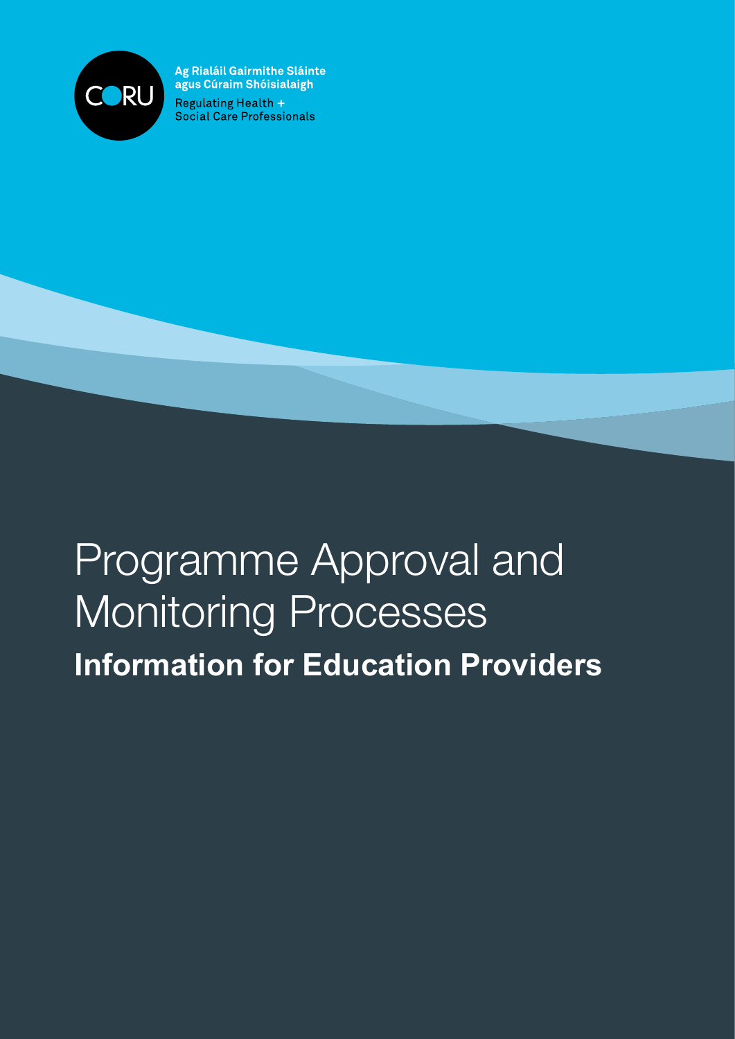CORU

Ag Rialáil Gairmithe Sláinte agus Cúraim Shóisialaigh

Regulating Health + Social Care Professionals

# Programme Approval and Monitoring Processes

## Information for Education Providers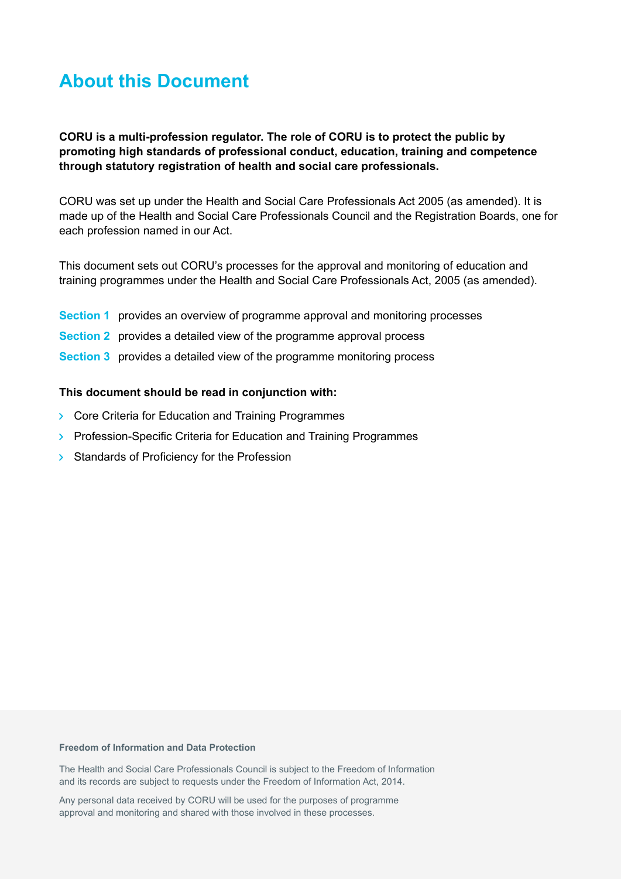# About this Document

**CORU is a multi-profession regulator. The role of CORU is to protect the public by promoting high standards of professional conduct, education, training and competence through statutory registration of health and social care professionals.**

CORU was set up under the Health and Social Care Professionals Act 2005 (as amended). It is made up of the Health and Social Care Professionals Council and the Registration Boards, one for each profession named in our Act.

This document sets out CORU's processes for the approval and monitoring of education and training programmes under the Health and Social Care Professionals Act, 2005 (as amended).

**Section 1** provides an overview of programme approval and monitoring processes

**Section 2** provides a detailed view of the programme approval process

**Section 3** provides a detailed view of the programme monitoring process

**This document should be read in conjunction with:**

- Core Criteria for Education and Training Programmes
- Profession-Specific Criteria for Education and Training Programmes
- Standards of Proficiency for the Profession

**Freedom of Information and Data Protection**

The Health and Social Care Professionals Council is subject to the Freedom of Information and its records are subject to requests under the Freedom of Information Act, 2014.

Any personal data received by CORU will be used for the purposes of programme approval and monitoring and shared with those involved in these processes.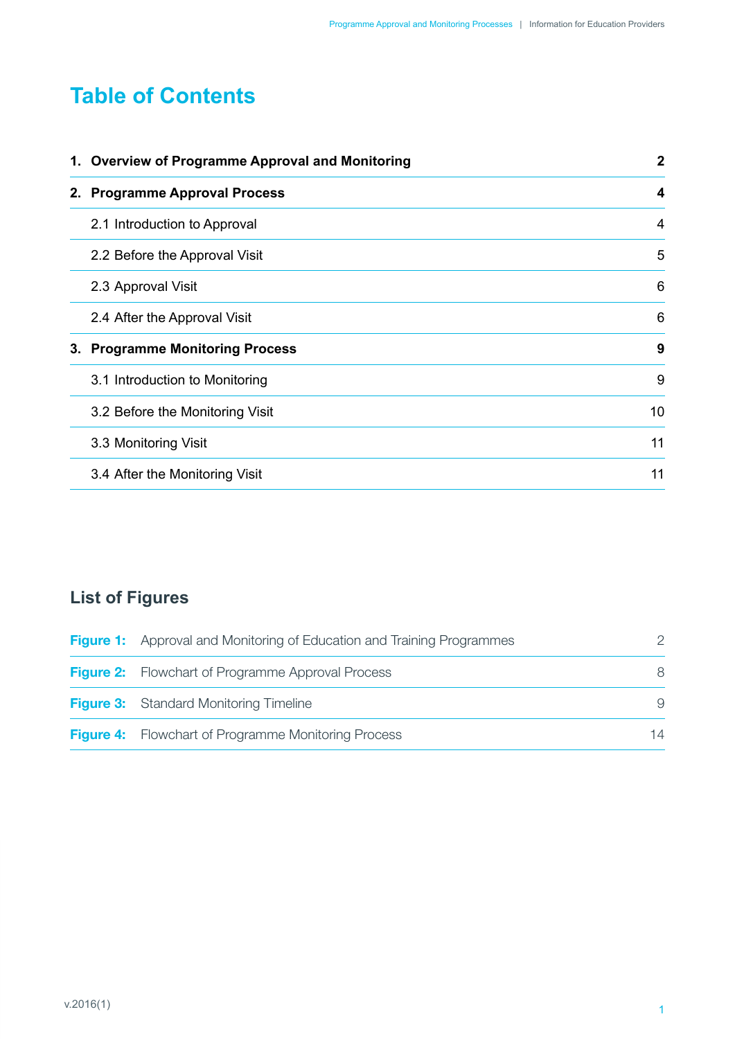# Table of Contents

| | |
|---|---|
| **1. Overview of Programme Approval and Monitoring** | **2** |
| **2. Programme Approval Process** | **4** |
| 2.1 Introduction to Approval | 4 |
| 2.2 Before the Approval Visit | 5 |
| 2.3 Approval Visit | 6 |
| 2.4 After the Approval Visit | 6 |
| **3. Programme Monitoring Process** | **9** |
| 3.1 Introduction to Monitoring | 9 |
| 3.2 Before the Monitoring Visit | 10 |
| 3.3 Monitoring Visit | 11 |
| 3.4 After the Monitoring Visit | 11 |

## List of Figures

| | | |
|---|---|---|
| **Figure 1:** | Approval and Monitoring of Education and Training Programmes | 2 |
| **Figure 2:** | Flowchart of Programme Approval Process | 8 |
| **Figure 3:** | Standard Monitoring Timeline | 9 |
| **Figure 4:** | Flowchart of Programme Monitoring Process | 14 |

v.2016(1)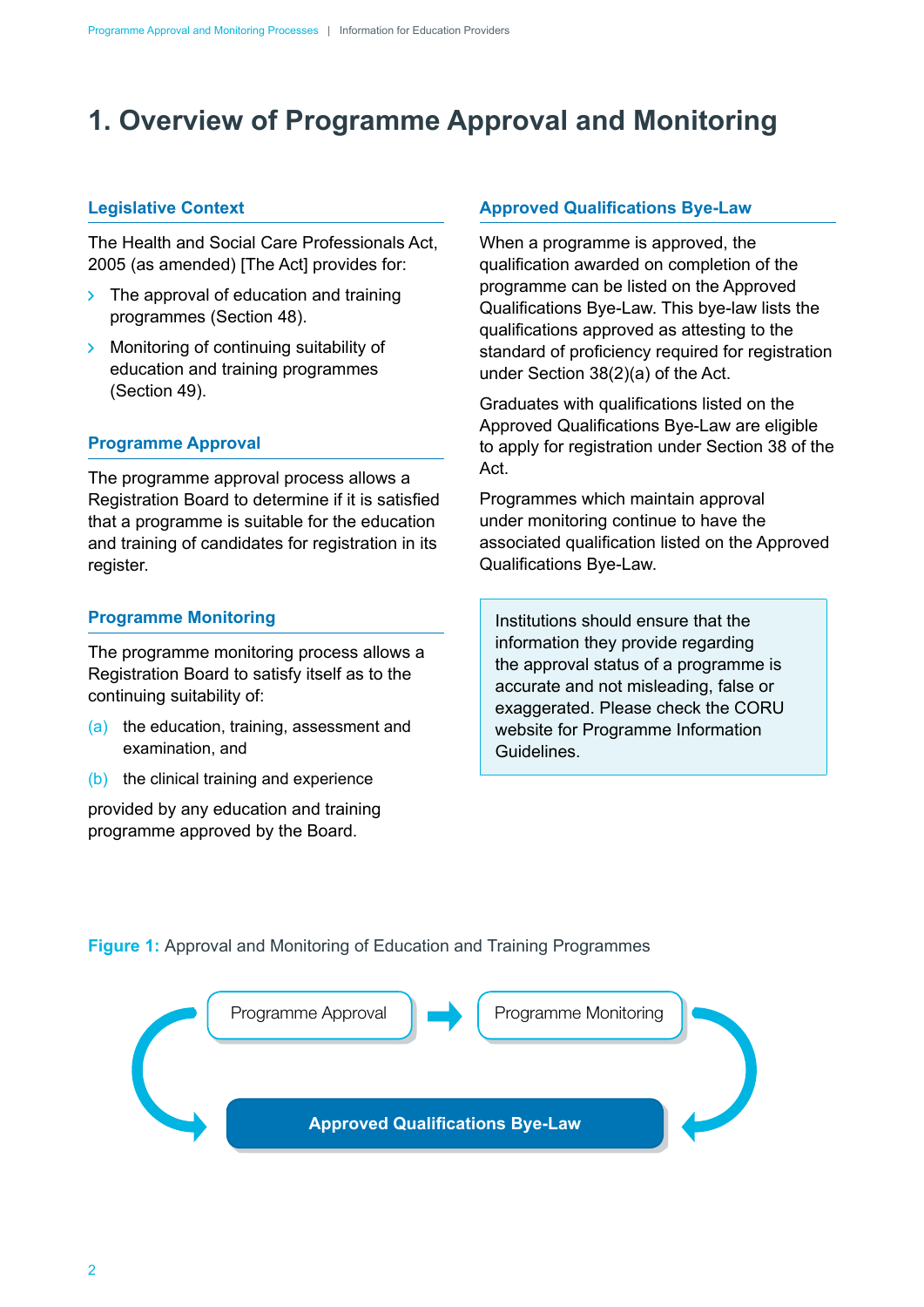# 1. Overview of Programme Approval and Monitoring

## Legislative Context

The Health and Social Care Professionals Act, 2005 (as amended) [The Act] provides for:

- The approval of education and training programmes (Section 48).
- Monitoring of continuing suitability of education and training programmes (Section 49).

## Programme Approval

The programme approval process allows a Registration Board to determine if it is satisfied that a programme is suitable for the education and training of candidates for registration in its register.

## Programme Monitoring

The programme monitoring process allows a Registration Board to satisfy itself as to the continuing suitability of:

(a) the education, training, assessment and examination, and

(b) the clinical training and experience

provided by any education and training programme approved by the Board.

## Approved Qualifications Bye-Law

When a programme is approved, the qualification awarded on completion of the programme can be listed on the Approved Qualifications Bye-Law. This bye-law lists the qualifications approved as attesting to the standard of proficiency required for registration under Section 38(2)(a) of the Act.

Graduates with qualifications listed on the Approved Qualifications Bye-Law are eligible to apply for registration under Section 38 of the Act.

Programmes which maintain approval under monitoring continue to have the associated qualification listed on the Approved Qualifications Bye-Law.

> Institutions should ensure that the information they provide regarding the approval status of a programme is accurate and not misleading, false or exaggerated. Please check the CORU website for Programme Information Guidelines.

**Figure 1:** Approval and Monitoring of Education and Training Programmes

Programme Approval → Programme Monitoring

**Approved Qualifications Bye-Law**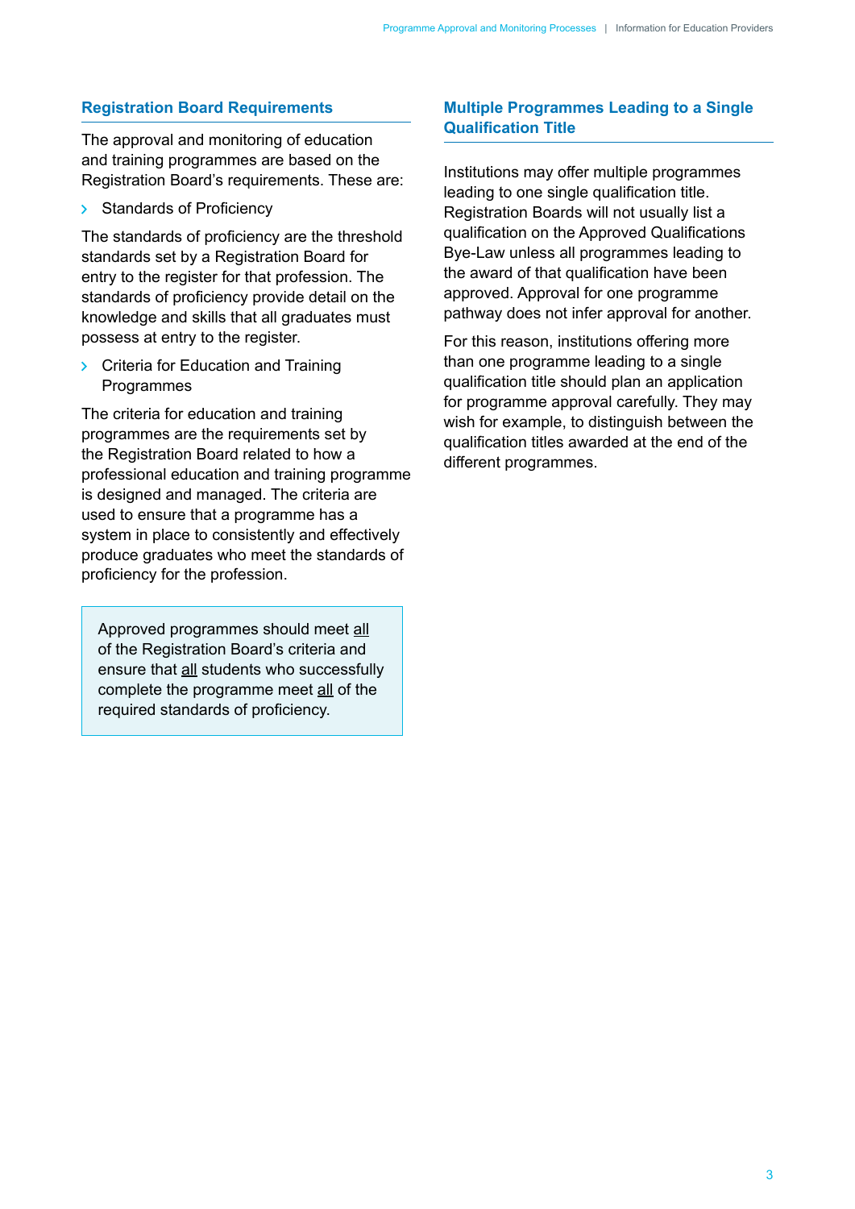## Registration Board Requirements

The approval and monitoring of education and training programmes are based on the Registration Board's requirements. These are:

- Standards of Proficiency

The standards of proficiency are the threshold standards set by a Registration Board for entry to the register for that profession. The standards of proficiency provide detail on the knowledge and skills that all graduates must possess at entry to the register.

- Criteria for Education and Training Programmes

The criteria for education and training programmes are the requirements set by the Registration Board related to how a professional education and training programme is designed and managed. The criteria are used to ensure that a programme has a system in place to consistently and effectively produce graduates who meet the standards of proficiency for the profession.

> Approved programmes should meet all of the Registration Board's criteria and ensure that all students who successfully complete the programme meet all of the required standards of proficiency.

## Multiple Programmes Leading to a Single Qualification Title

Institutions may offer multiple programmes leading to one single qualification title. Registration Boards will not usually list a qualification on the Approved Qualifications Bye-Law unless all programmes leading to the award of that qualification have been approved. Approval for one programme pathway does not infer approval for another.

For this reason, institutions offering more than one programme leading to a single qualification title should plan an application for programme approval carefully. They may wish for example, to distinguish between the qualification titles awarded at the end of the different programmes.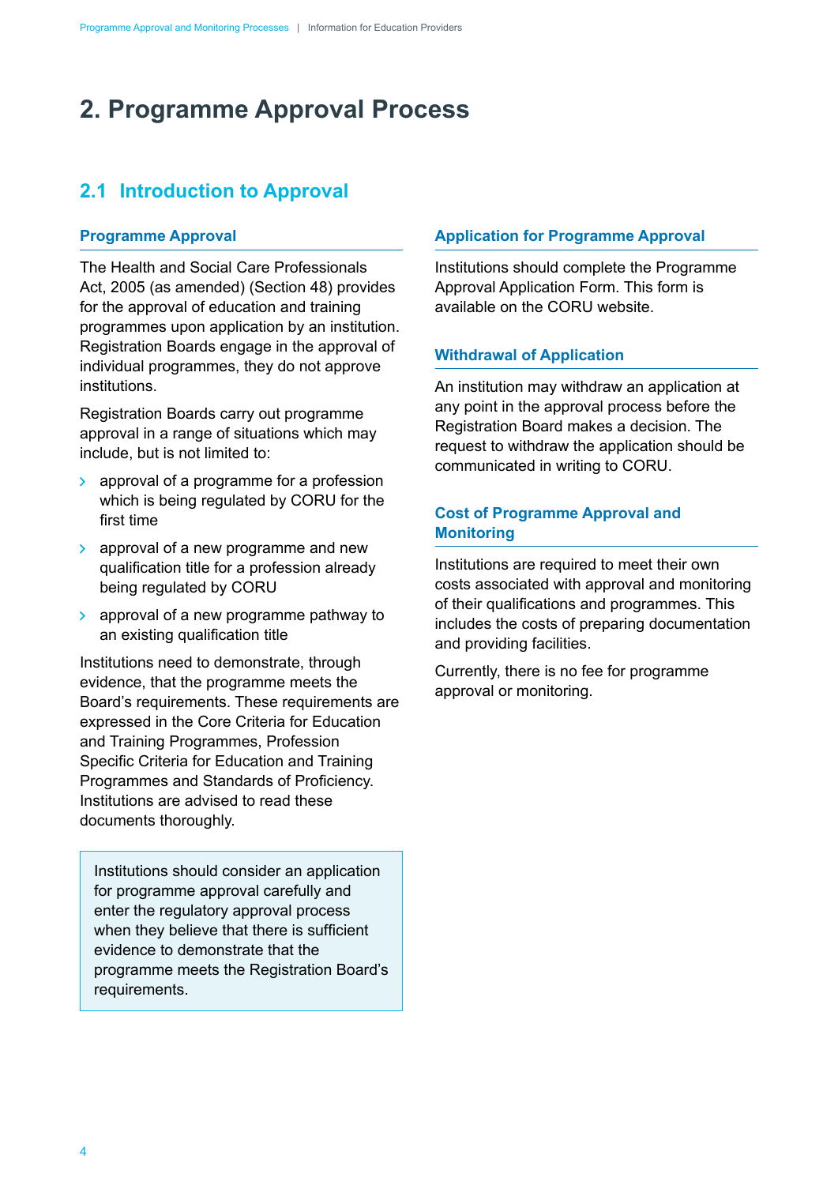# 2. Programme Approval Process

## 2.1 Introduction to Approval

### Programme Approval

The Health and Social Care Professionals Act, 2005 (as amended) (Section 48) provides for the approval of education and training programmes upon application by an institution. Registration Boards engage in the approval of individual programmes, they do not approve institutions.

Registration Boards carry out programme approval in a range of situations which may include, but is not limited to:

- approval of a programme for a profession which is being regulated by CORU for the first time
- approval of a new programme and new qualification title for a profession already being regulated by CORU
- approval of a new programme pathway to an existing qualification title

Institutions need to demonstrate, through evidence, that the programme meets the Board's requirements. These requirements are expressed in the Core Criteria for Education and Training Programmes, Profession Specific Criteria for Education and Training Programmes and Standards of Proficiency. Institutions are advised to read these documents thoroughly.

> Institutions should consider an application for programme approval carefully and enter the regulatory approval process when they believe that there is sufficient evidence to demonstrate that the programme meets the Registration Board's requirements.

### Application for Programme Approval

Institutions should complete the Programme Approval Application Form. This form is available on the CORU website.

### Withdrawal of Application

An institution may withdraw an application at any point in the approval process before the Registration Board makes a decision. The request to withdraw the application should be communicated in writing to CORU.

### Cost of Programme Approval and Monitoring

Institutions are required to meet their own costs associated with approval and monitoring of their qualifications and programmes. This includes the costs of preparing documentation and providing facilities.

Currently, there is no fee for programme approval or monitoring.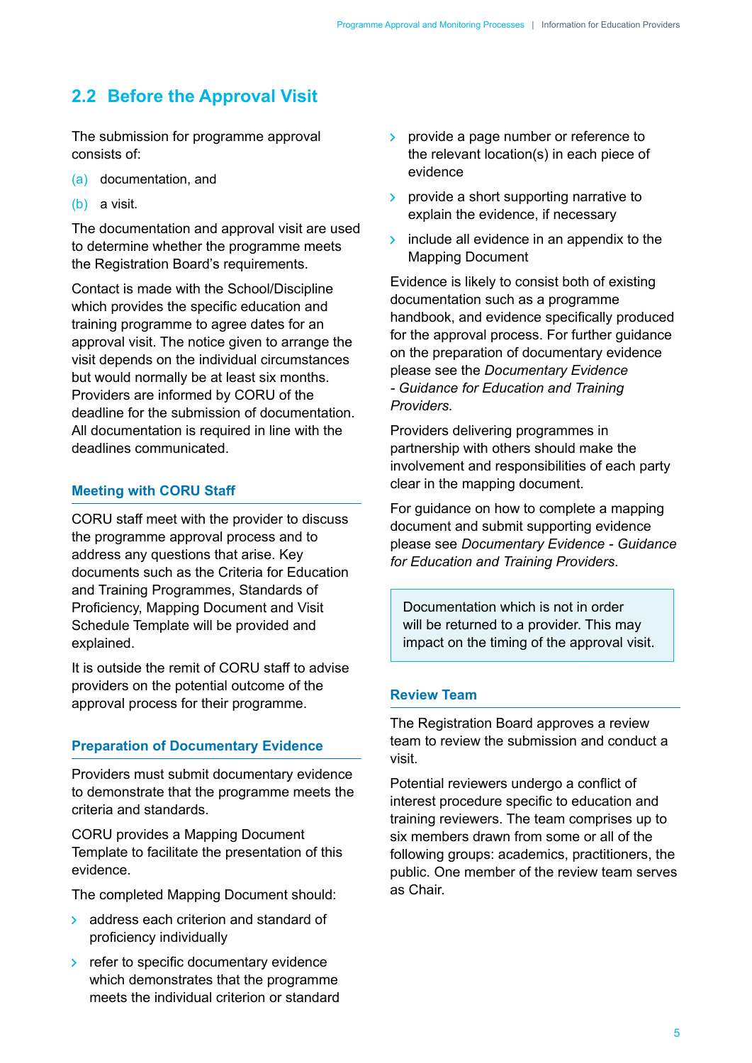## 2.2 Before the Approval Visit

The submission for programme approval consists of:

(a) documentation, and

(b) a visit.

The documentation and approval visit are used to determine whether the programme meets the Registration Board's requirements.

Contact is made with the School/Discipline which provides the specific education and training programme to agree dates for an approval visit. The notice given to arrange the visit depends on the individual circumstances but would normally be at least six months. Providers are informed by CORU of the deadline for the submission of documentation. All documentation is required in line with the deadlines communicated.

### Meeting with CORU Staff

CORU staff meet with the provider to discuss the programme approval process and to address any questions that arise. Key documents such as the Criteria for Education and Training Programmes, Standards of Proficiency, Mapping Document and Visit Schedule Template will be provided and explained.

It is outside the remit of CORU staff to advise providers on the potential outcome of the approval process for their programme.

### Preparation of Documentary Evidence

Providers must submit documentary evidence to demonstrate that the programme meets the criteria and standards.

CORU provides a Mapping Document Template to facilitate the presentation of this evidence.

The completed Mapping Document should:

- address each criterion and standard of proficiency individually
- refer to specific documentary evidence which demonstrates that the programme meets the individual criterion or standard
- provide a page number or reference to the relevant location(s) in each piece of evidence
- provide a short supporting narrative to explain the evidence, if necessary
- include all evidence in an appendix to the Mapping Document

Evidence is likely to consist both of existing documentation such as a programme handbook, and evidence specifically produced for the approval process. For further guidance on the preparation of documentary evidence please see the *Documentary Evidence - Guidance for Education and Training Providers*.

Providers delivering programmes in partnership with others should make the involvement and responsibilities of each party clear in the mapping document.

For guidance on how to complete a mapping document and submit supporting evidence please see *Documentary Evidence - Guidance for Education and Training Providers*.

> Documentation which is not in order will be returned to a provider. This may impact on the timing of the approval visit.

### Review Team

The Registration Board approves a review team to review the submission and conduct a visit.

Potential reviewers undergo a conflict of interest procedure specific to education and training reviewers. The team comprises up to six members drawn from some or all of the following groups: academics, practitioners, the public. One member of the review team serves as Chair.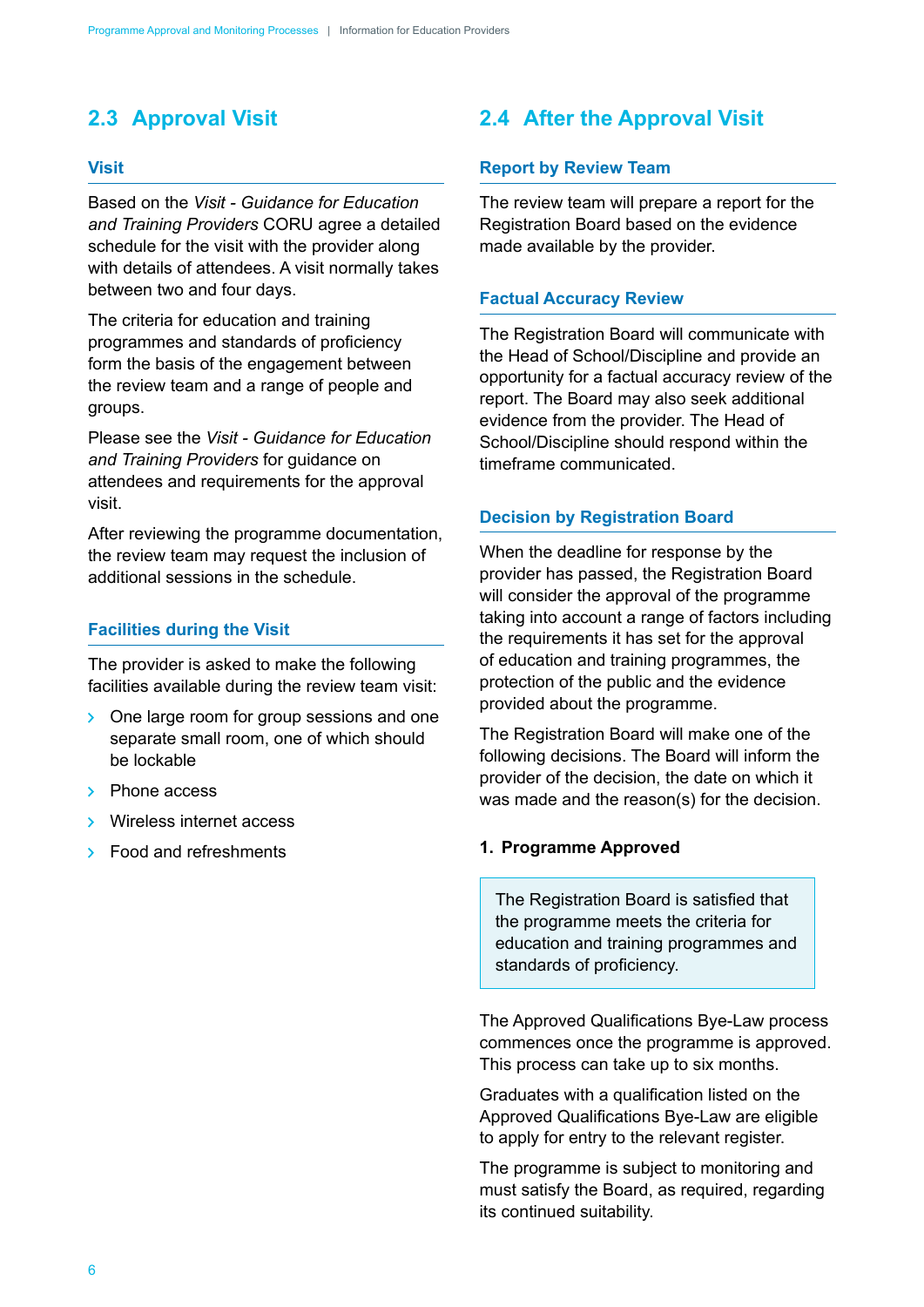## 2.3 Approval Visit

### Visit

Based on the *Visit - Guidance for Education and Training Providers* CORU agree a detailed schedule for the visit with the provider along with details of attendees. A visit normally takes between two and four days.

The criteria for education and training programmes and standards of proficiency form the basis of the engagement between the review team and a range of people and groups.

Please see the *Visit - Guidance for Education and Training Providers* for guidance on attendees and requirements for the approval visit.

After reviewing the programme documentation, the review team may request the inclusion of additional sessions in the schedule.

### Facilities during the Visit

The provider is asked to make the following facilities available during the review team visit:

- One large room for group sessions and one separate small room, one of which should be lockable
- Phone access
- Wireless internet access
- Food and refreshments

## 2.4 After the Approval Visit

### Report by Review Team

The review team will prepare a report for the Registration Board based on the evidence made available by the provider.

### Factual Accuracy Review

The Registration Board will communicate with the Head of School/Discipline and provide an opportunity for a factual accuracy review of the report. The Board may also seek additional evidence from the provider. The Head of School/Discipline should respond within the timeframe communicated.

### Decision by Registration Board

When the deadline for response by the provider has passed, the Registration Board will consider the approval of the programme taking into account a range of factors including the requirements it has set for the approval of education and training programmes, the protection of the public and the evidence provided about the programme.

The Registration Board will make one of the following decisions. The Board will inform the provider of the decision, the date on which it was made and the reason(s) for the decision.

**1. Programme Approved**

> The Registration Board is satisfied that the programme meets the criteria for education and training programmes and standards of proficiency.

The Approved Qualifications Bye-Law process commences once the programme is approved. This process can take up to six months.

Graduates with a qualification listed on the Approved Qualifications Bye-Law are eligible to apply for entry to the relevant register.

The programme is subject to monitoring and must satisfy the Board, as required, regarding its continued suitability.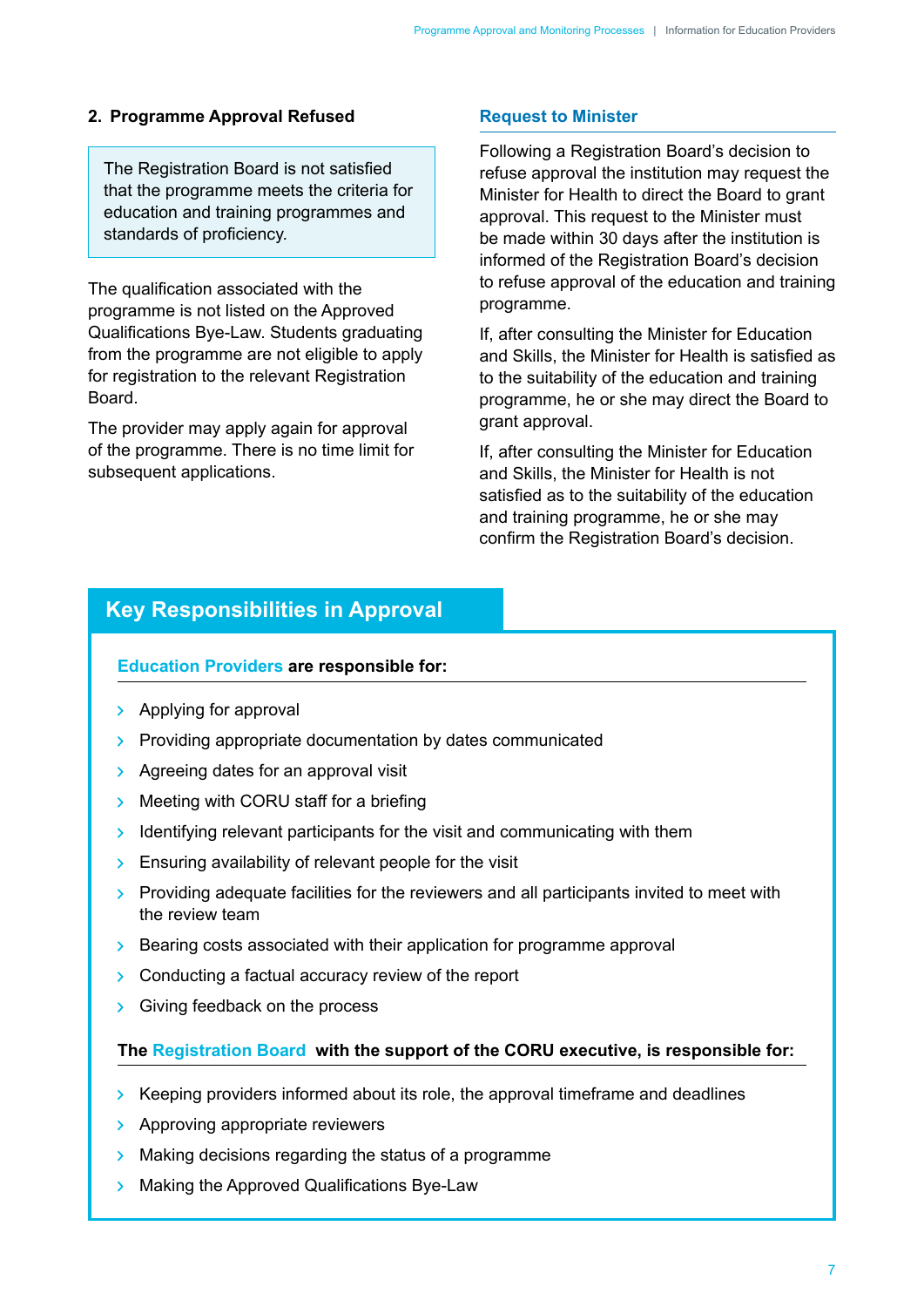### 2. Programme Approval Refused

> The Registration Board is not satisfied that the programme meets the criteria for education and training programmes and standards of proficiency.

The qualification associated with the programme is not listed on the Approved Qualifications Bye-Law. Students graduating from the programme are not eligible to apply for registration to the relevant Registration Board.

The provider may apply again for approval of the programme. There is no time limit for subsequent applications.

### Request to Minister

Following a Registration Board's decision to refuse approval the institution may request the Minister for Health to direct the Board to grant approval. This request to the Minister must be made within 30 days after the institution is informed of the Registration Board's decision to refuse approval of the education and training programme.

If, after consulting the Minister for Education and Skills, the Minister for Health is satisfied as to the suitability of the education and training programme, he or she may direct the Board to grant approval.

If, after consulting the Minister for Education and Skills, the Minister for Health is not satisfied as to the suitability of the education and training programme, he or she may confirm the Registration Board's decision.

## Key Responsibilities in Approval

**Education Providers are responsible for:**

- Applying for approval
- Providing appropriate documentation by dates communicated
- Agreeing dates for an approval visit
- Meeting with CORU staff for a briefing
- Identifying relevant participants for the visit and communicating with them
- Ensuring availability of relevant people for the visit
- Providing adequate facilities for the reviewers and all participants invited to meet with the review team
- Bearing costs associated with their application for programme approval
- Conducting a factual accuracy review of the report
- Giving feedback on the process

**The Registration Board with the support of the CORU executive, is responsible for:**

- Keeping providers informed about its role, the approval timeframe and deadlines
- Approving appropriate reviewers
- Making decisions regarding the status of a programme
- Making the Approved Qualifications Bye-Law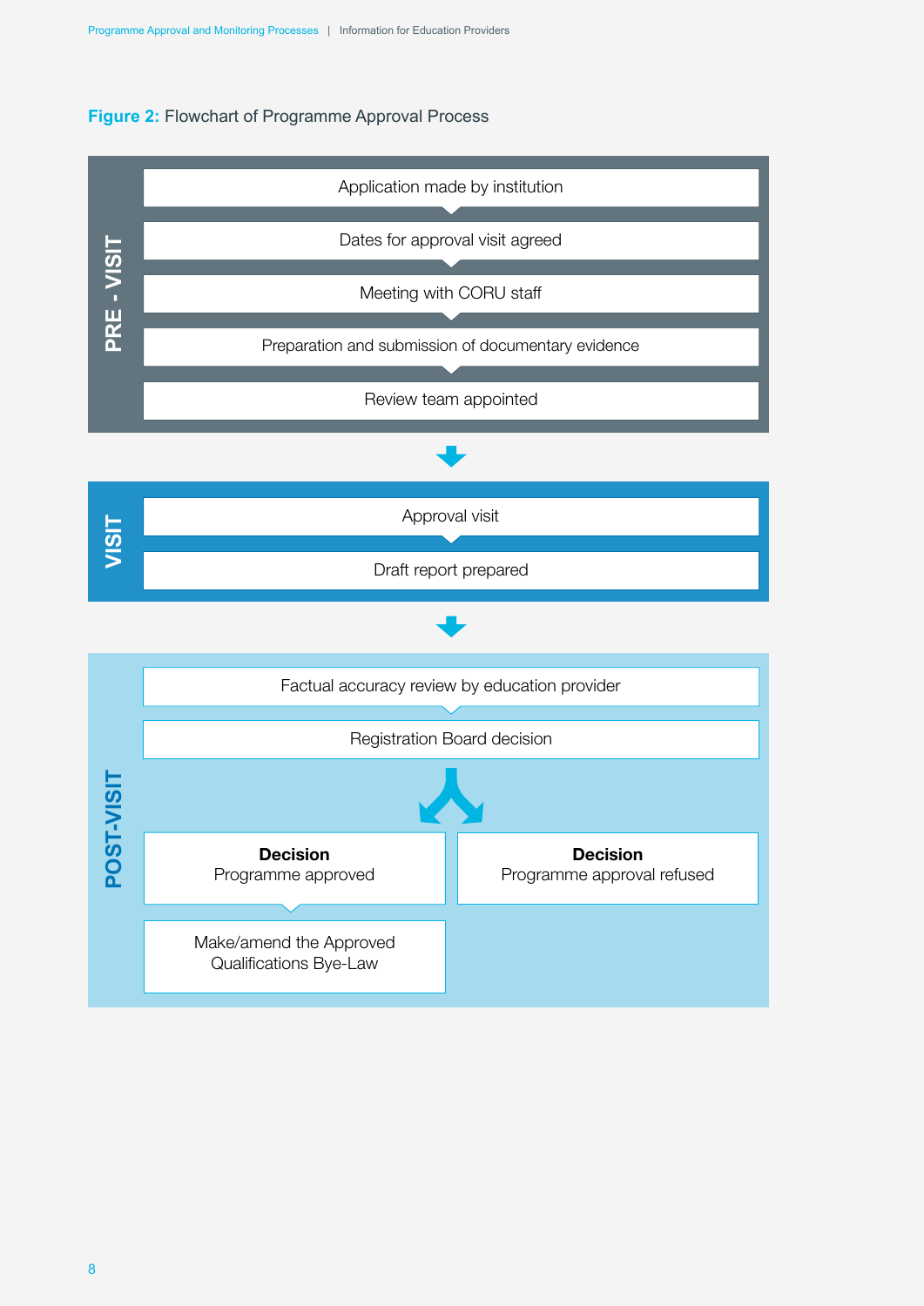**Figure 2:** Flowchart of Programme Approval Process

**PRE - VISIT**

- Application made by institution
- Dates for approval visit agreed
- Meeting with CORU staff
- Preparation and submission of documentary evidence
- Review team appointed

**VISIT**

- Approval visit
- Draft report prepared

**POST-VISIT**

- Factual accuracy review by education provider
- Registration Board decision
  - **Decision** Programme approved
    - Make/amend the Approved Qualifications Bye-Law
  - **Decision** Programme approval refused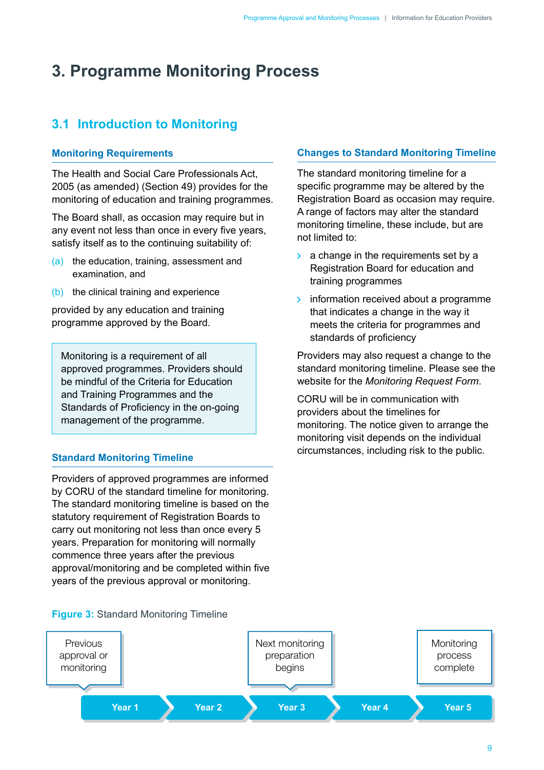# 3. Programme Monitoring Process

## 3.1 Introduction to Monitoring

### Monitoring Requirements

The Health and Social Care Professionals Act, 2005 (as amended) (Section 49) provides for the monitoring of education and training programmes.

The Board shall, as occasion may require but in any event not less than once in every five years, satisfy itself as to the continuing suitability of:

(a) the education, training, assessment and examination, and

(b) the clinical training and experience

provided by any education and training programme approved by the Board.

> Monitoring is a requirement of all approved programmes. Providers should be mindful of the Criteria for Education and Training Programmes and the Standards of Proficiency in the on-going management of the programme.

### Standard Monitoring Timeline

Providers of approved programmes are informed by CORU of the standard timeline for monitoring. The standard monitoring timeline is based on the statutory requirement of Registration Boards to carry out monitoring not less than once every 5 years. Preparation for monitoring will normally commence three years after the previous approval/monitoring and be completed within five years of the previous approval or monitoring.

### Changes to Standard Monitoring Timeline

The standard monitoring timeline for a specific programme may be altered by the Registration Board as occasion may require. A range of factors may alter the standard monitoring timeline, these include, but are not limited to:

- a change in the requirements set by a Registration Board for education and training programmes
- information received about a programme that indicates a change in the way it meets the criteria for programmes and standards of proficiency

Providers may also request a change to the standard monitoring timeline. Please see the website for the *Monitoring Request Form*.

CORU will be in communication with providers about the timelines for monitoring. The notice given to arrange the monitoring visit depends on the individual circumstances, including risk to the public.

**Figure 3:** Standard Monitoring Timeline

| Year 1 | Year 2 | Year 3 | Year 4 | Year 5 |
|---|---|---|---|---|
| Previous approval or monitoring | | Next monitoring preparation begins | | Monitoring process complete |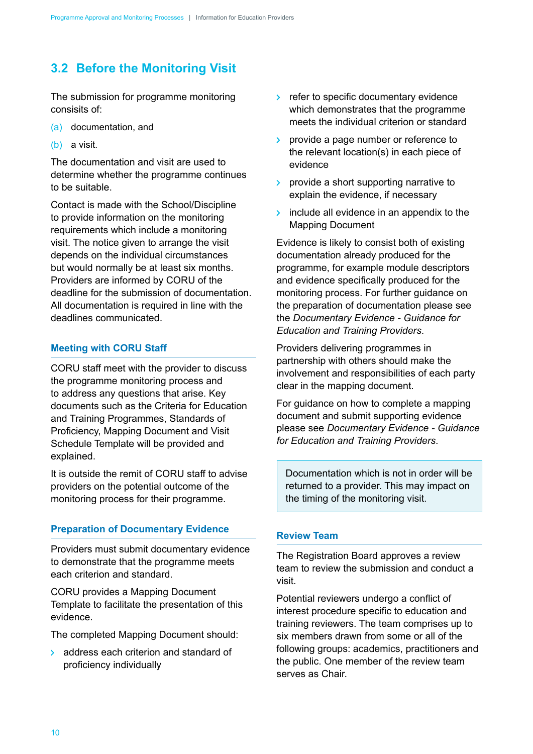## 3.2 Before the Monitoring Visit

The submission for programme monitoring consists of:

(a) documentation, and

(b) a visit.

The documentation and visit are used to determine whether the programme continues to be suitable.

Contact is made with the School/Discipline to provide information on the monitoring requirements which include a monitoring visit. The notice given to arrange the visit depends on the individual circumstances but would normally be at least six months. Providers are informed by CORU of the deadline for the submission of documentation. All documentation is required in line with the deadlines communicated.

### Meeting with CORU Staff

CORU staff meet with the provider to discuss the programme monitoring process and to address any questions that arise. Key documents such as the Criteria for Education and Training Programmes, Standards of Proficiency, Mapping Document and Visit Schedule Template will be provided and explained.

It is outside the remit of CORU staff to advise providers on the potential outcome of the monitoring process for their programme.

### Preparation of Documentary Evidence

Providers must submit documentary evidence to demonstrate that the programme meets each criterion and standard.

CORU provides a Mapping Document Template to facilitate the presentation of this evidence.

The completed Mapping Document should:

- address each criterion and standard of proficiency individually
- refer to specific documentary evidence which demonstrates that the programme meets the individual criterion or standard
- provide a page number or reference to the relevant location(s) in each piece of evidence
- provide a short supporting narrative to explain the evidence, if necessary
- include all evidence in an appendix to the Mapping Document

Evidence is likely to consist both of existing documentation already produced for the programme, for example module descriptors and evidence specifically produced for the monitoring process. For further guidance on the preparation of documentation please see the *Documentary Evidence - Guidance for Education and Training Providers*.

Providers delivering programmes in partnership with others should make the involvement and responsibilities of each party clear in the mapping document.

For guidance on how to complete a mapping document and submit supporting evidence please see *Documentary Evidence - Guidance for Education and Training Providers*.

> Documentation which is not in order will be returned to a provider. This may impact on the timing of the monitoring visit.

### Review Team

The Registration Board approves a review team to review the submission and conduct a visit.

Potential reviewers undergo a conflict of interest procedure specific to education and training reviewers. The team comprises up to six members drawn from some or all of the following groups: academics, practitioners and the public. One member of the review team serves as Chair.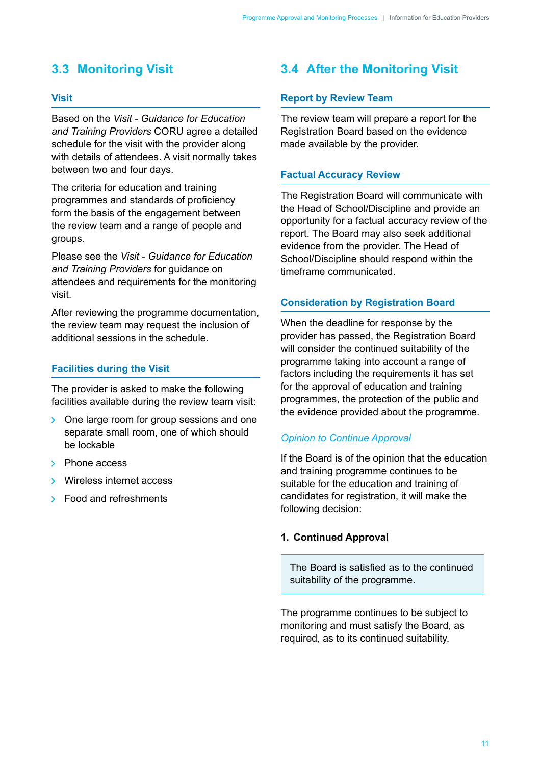## 3.3 Monitoring Visit

### Visit

Based on the *Visit - Guidance for Education and Training Providers* CORU agree a detailed schedule for the visit with the provider along with details of attendees. A visit normally takes between two and four days.

The criteria for education and training programmes and standards of proficiency form the basis of the engagement between the review team and a range of people and groups.

Please see the *Visit - Guidance for Education and Training Providers* for guidance on attendees and requirements for the monitoring visit.

After reviewing the programme documentation, the review team may request the inclusion of additional sessions in the schedule.

### Facilities during the Visit

The provider is asked to make the following facilities available during the review team visit:

- One large room for group sessions and one separate small room, one of which should be lockable
- Phone access
- Wireless internet access
- Food and refreshments

## 3.4 After the Monitoring Visit

### Report by Review Team

The review team will prepare a report for the Registration Board based on the evidence made available by the provider.

### Factual Accuracy Review

The Registration Board will communicate with the Head of School/Discipline and provide an opportunity for a factual accuracy review of the report. The Board may also seek additional evidence from the provider. The Head of School/Discipline should respond within the timeframe communicated.

### Consideration by Registration Board

When the deadline for response by the provider has passed, the Registration Board will consider the continued suitability of the programme taking into account a range of factors including the requirements it has set for the approval of education and training programmes, the protection of the public and the evidence provided about the programme.

*Opinion to Continue Approval*

If the Board is of the opinion that the education and training programme continues to be suitable for the education and training of candidates for registration, it will make the following decision:

**1. Continued Approval**

> The Board is satisfied as to the continued suitability of the programme.

The programme continues to be subject to monitoring and must satisfy the Board, as required, as to its continued suitability.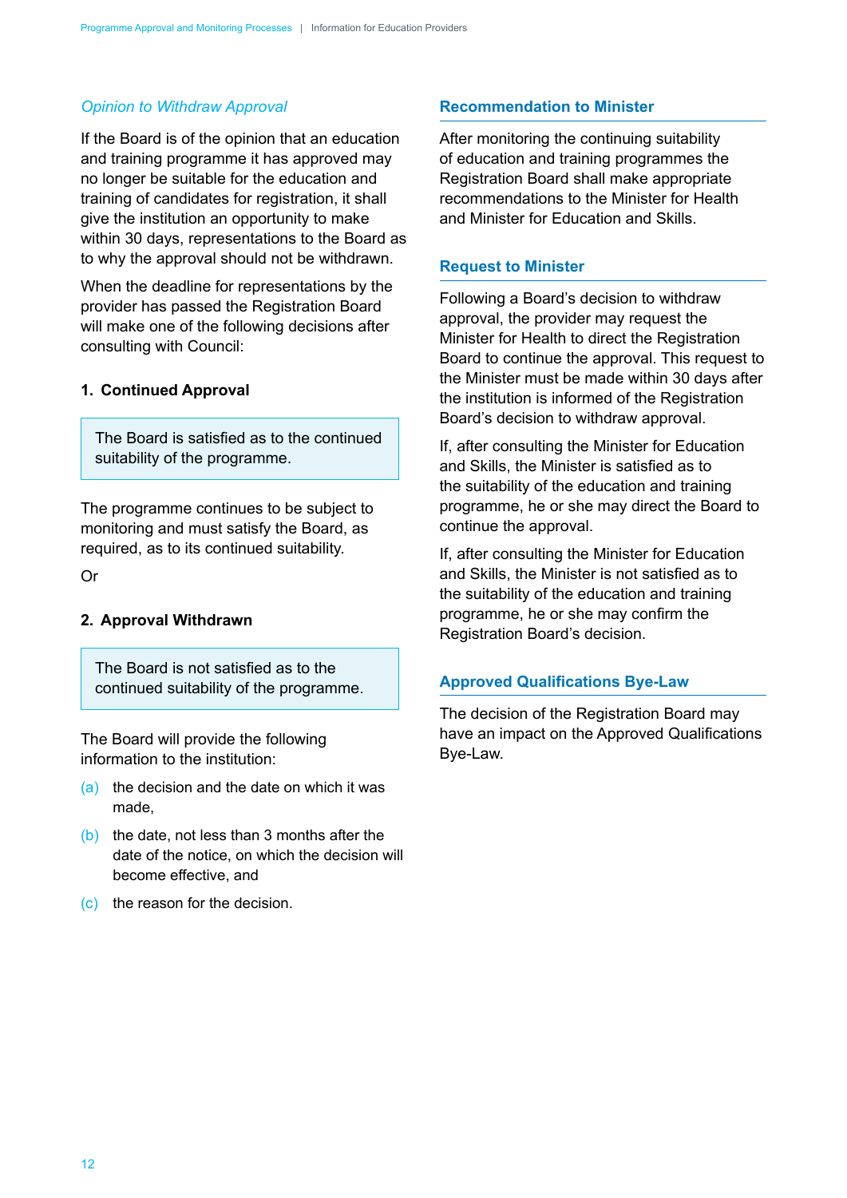*Opinion to Withdraw Approval*

If the Board is of the opinion that an education and training programme it has approved may no longer be suitable for the education and training of candidates for registration, it shall give the institution an opportunity to make within 30 days, representations to the Board as to why the approval should not be withdrawn.

When the deadline for representations by the provider has passed the Registration Board will make one of the following decisions after consulting with Council:

**1. Continued Approval**

> The Board is satisfied as to the continued suitability of the programme.

The programme continues to be subject to monitoring and must satisfy the Board, as required, as to its continued suitability.

Or

**2. Approval Withdrawn**

> The Board is not satisfied as to the continued suitability of the programme.

The Board will provide the following information to the institution:

(a) the decision and the date on which it was made,

(b) the date, not less than 3 months after the date of the notice, on which the decision will become effective, and

(c) the reason for the decision.

## Recommendation to Minister

After monitoring the continuing suitability of education and training programmes the Registration Board shall make appropriate recommendations to the Minister for Health and Minister for Education and Skills.

## Request to Minister

Following a Board's decision to withdraw approval, the provider may request the Minister for Health to direct the Registration Board to continue the approval. This request to the Minister must be made within 30 days after the institution is informed of the Registration Board's decision to withdraw approval.

If, after consulting the Minister for Education and Skills, the Minister is satisfied as to the suitability of the education and training programme, he or she may direct the Board to continue the approval.

If, after consulting the Minister for Education and Skills, the Minister is not satisfied as to the suitability of the education and training programme, he or she may confirm the Registration Board's decision.

## Approved Qualifications Bye-Law

The decision of the Registration Board may have an impact on the Approved Qualifications Bye-Law.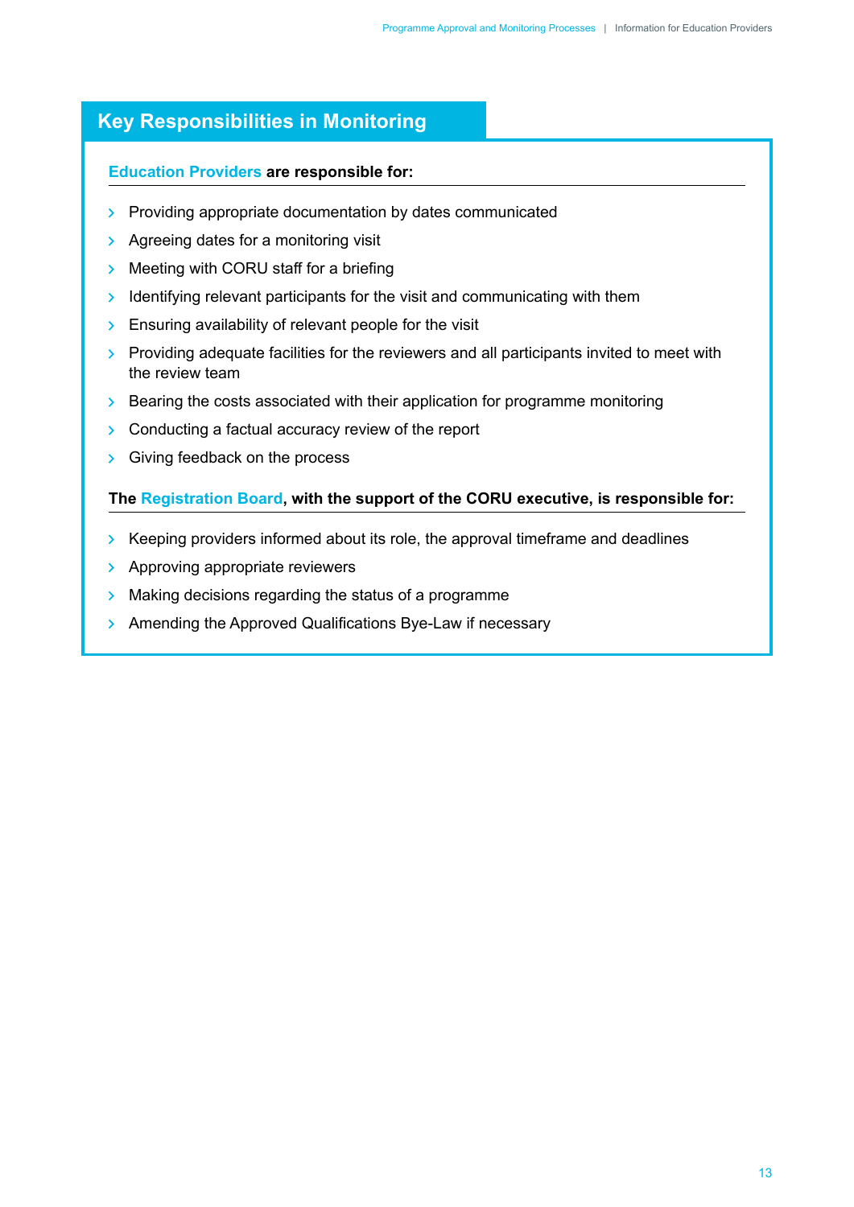## Key Responsibilities in Monitoring

**Education Providers are responsible for:**

- Providing appropriate documentation by dates communicated
- Agreeing dates for a monitoring visit
- Meeting with CORU staff for a briefing
- Identifying relevant participants for the visit and communicating with them
- Ensuring availability of relevant people for the visit
- Providing adequate facilities for the reviewers and all participants invited to meet with the review team
- Bearing the costs associated with their application for programme monitoring
- Conducting a factual accuracy review of the report
- Giving feedback on the process

**The Registration Board, with the support of the CORU executive, is responsible for:**

- Keeping providers informed about its role, the approval timeframe and deadlines
- Approving appropriate reviewers
- Making decisions regarding the status of a programme
- Amending the Approved Qualifications Bye-Law if necessary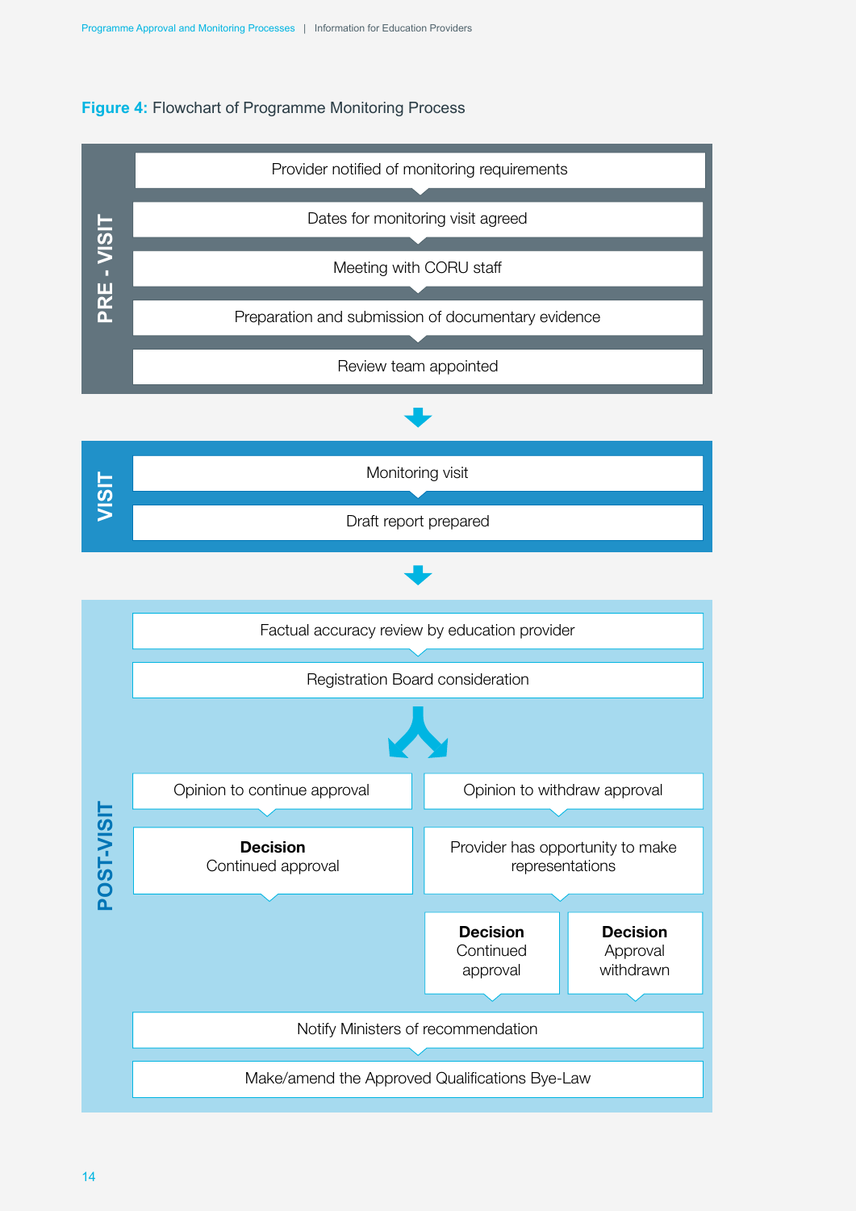**Figure 4:** Flowchart of Programme Monitoring Process

**PRE - VISIT**

- Provider notified of monitoring requirements
- Dates for monitoring visit agreed
- Meeting with CORU staff
- Preparation and submission of documentary evidence
- Review team appointed

**VISIT**

- Monitoring visit
- Draft report prepared

**POST-VISIT**

- Factual accuracy review by education provider
- Registration Board consideration
  - Opinion to continue approval
    - **Decision** Continued approval
  - Opinion to withdraw approval
    - Provider has opportunity to make representations
      - **Decision** Continued approval
      - **Decision** Approval withdrawn
- Notify Ministers of recommendation
- Make/amend the Approved Qualifications Bye-Law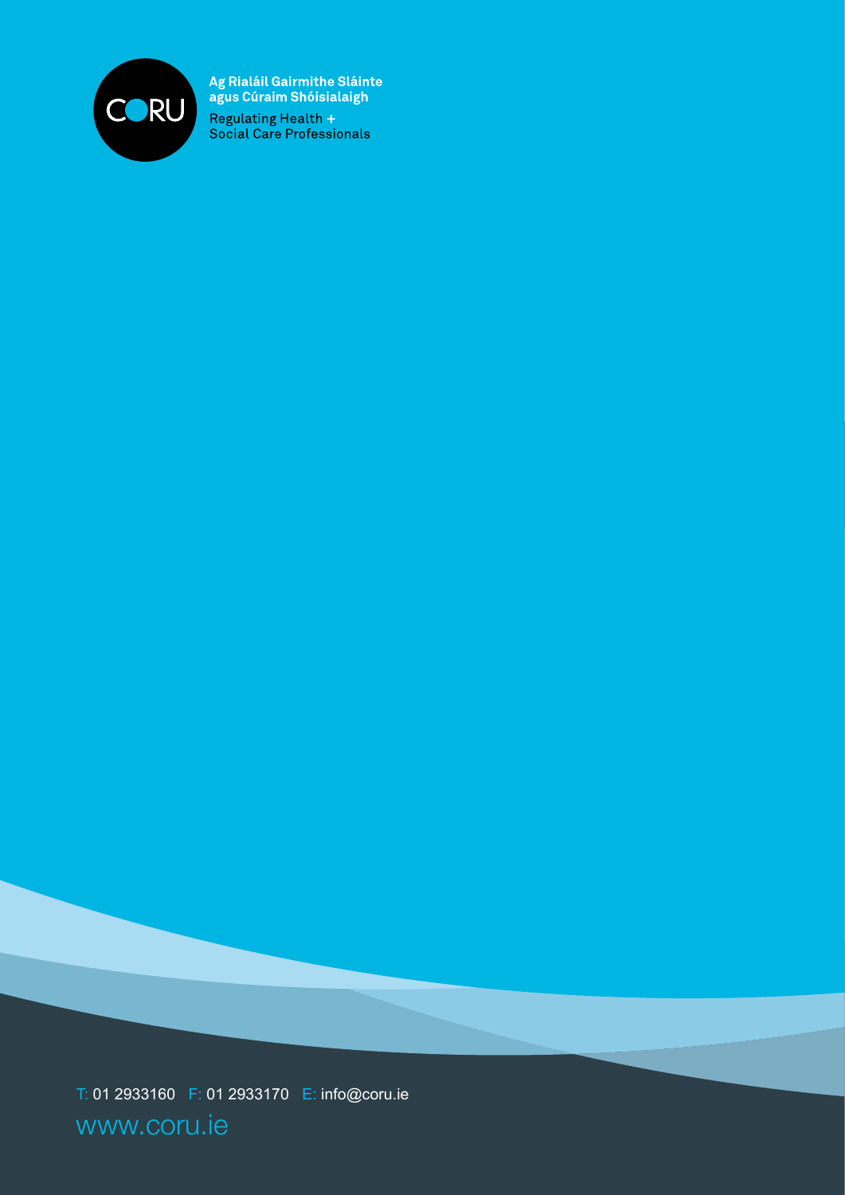Ag Rialáil Gairmithe Sláinte agus Cúraim Shóisialaigh

Regulating Health + Social Care Professionals

T: 01 2933160 F: 01 2933170 E: info@coru.ie

www.coru.ie